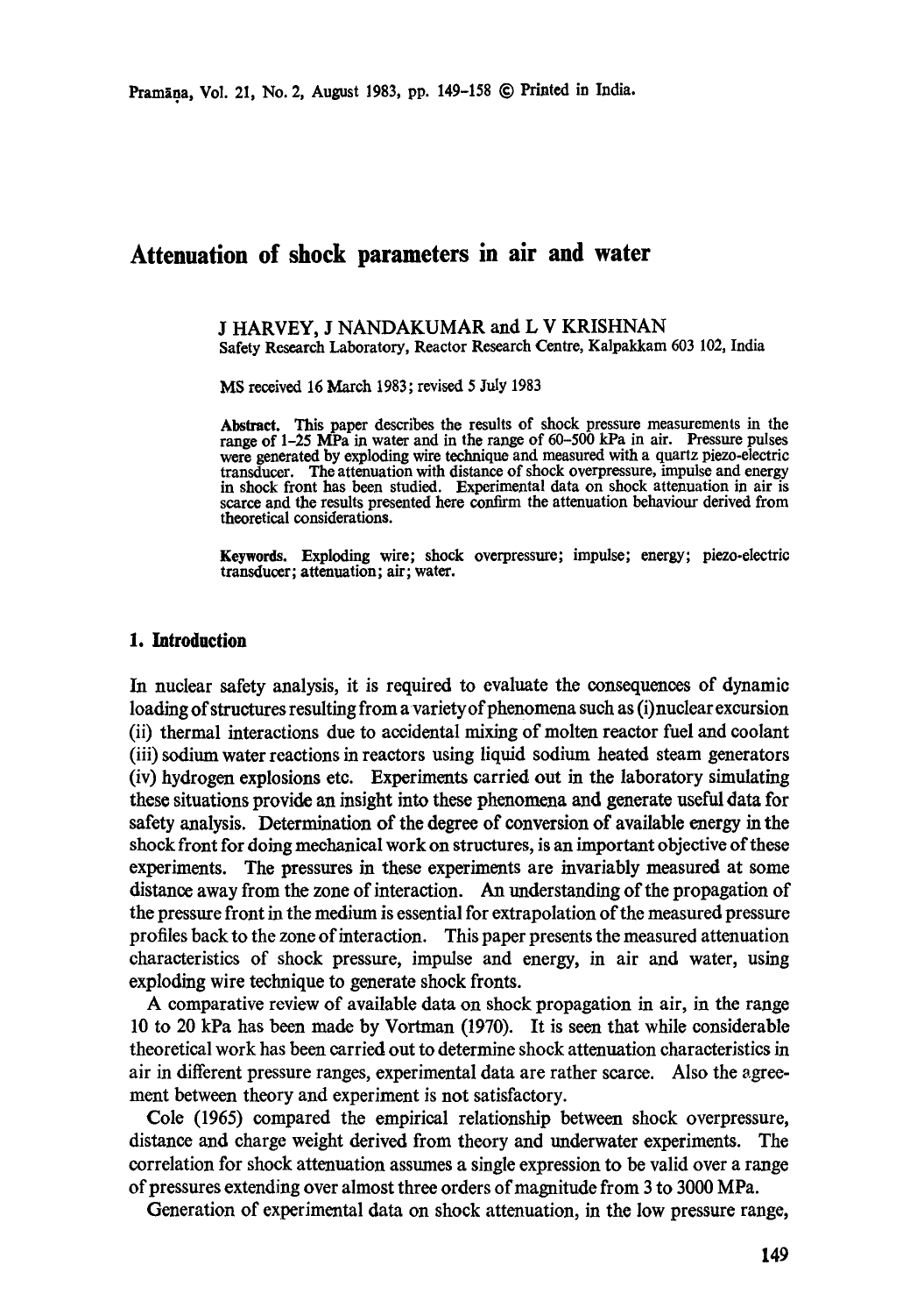# Attenuation of shock parameters in air and water

J HARVEY, J NANDAKUMAR and L V KRISHNAN

Safety Research Laboratory, Reactor Research Centre, Kalpakkam 603 102, India

MS received 16 March 1983; revised 5 July 1983

**Abstract.** This paper describes the results of shock pressure measurements in the range of 1–25 MPa in water and in the range of 60–500 kPa in air. Pressure pulses were generated by exploding wire technique and measured with a quartz piezo-electric transducer. The attenuation with distance of shock overpressure, impulse and energy in shock front has been studied. Experimental data on shock attenuation in air is scarce and the results presented here confirm the attenuation behaviour derived from theoretical considerations.

**Keywords.** Exploding wire; shock overpressure; impulse; energy; piezo-electric transducer; attenuation; air; water.

## 1. Introduction

In nuclear safety analysis, it is required to evaluate the consequences of dynamic loading of structures resulting from a variety of phenomena such as (i) nuclear excursion (ii) thermal interactions due to accidental mixing of molten reactor fuel and coolant (iii) sodium water reactions in reactors using liquid sodium heated steam generators (iv) hydrogen explosions etc. Experiments carried out in the laboratory simulating these situations provide an insight into these phenomena and generate useful data for safety analysis. Determination of the degree of conversion of available energy in the shock front for doing mechanical work on structures, is an important objective of these experiments. The pressures in these experiments are invariably measured at some distance away from the zone of interaction. An understanding of the propagation of the pressure front in the medium is essential for extrapolation of the measured pressure profiles back to the zone of interaction. This paper presents the measured attenuation characteristics of shock pressure, impulse and energy, in air and water, using exploding wire technique to generate shock fronts.

A comparative review of available data on shock propagation in air, in the range 10 to 20 kPa has been made by Vortman (1970). It is seen that while considerable theoretical work has been carried out to determine shock attenuation characteristics in air in different pressure ranges, experimental data are rather scarce. Also the agreement between theory and experiment is not satisfactory.

Cole (1965) compared the empirical relationship between shock overpressure, distance and charge weight derived from theory and underwater experiments. The correlation for shock attenuation assumes a single expression to be valid over a range of pressures extending over almost three orders of magnitude from 3 to 3000 MPa.

Generation of experimental data on shock attenuation, in the low pressure range,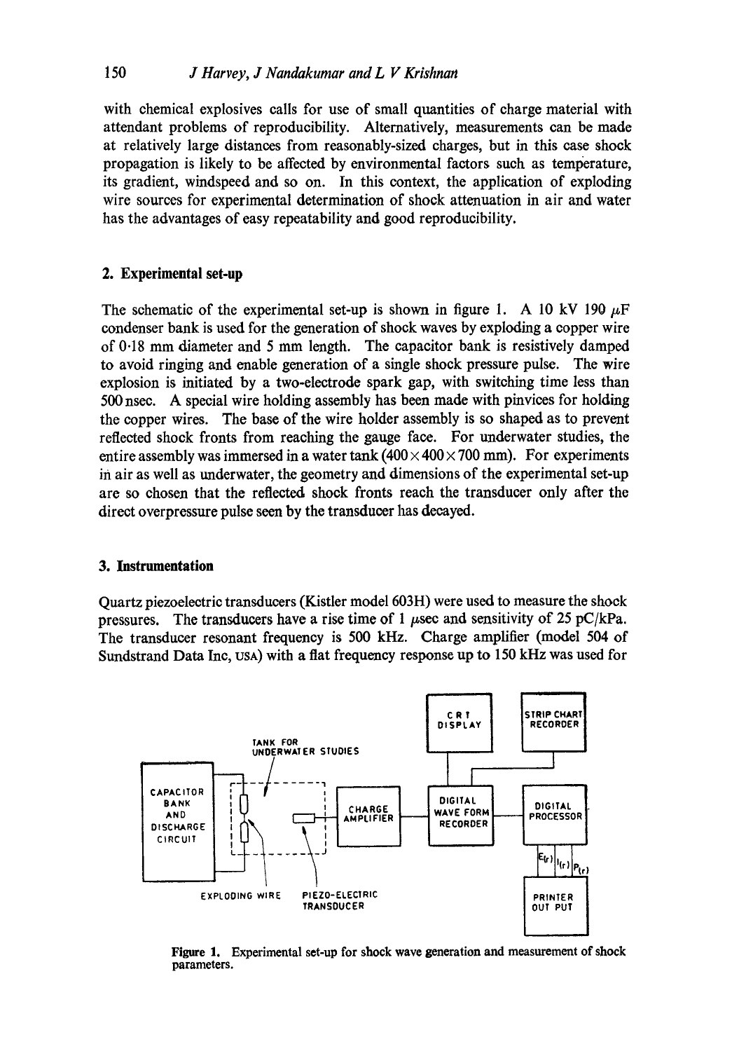with chemical explosives calls for use of small quantities of charge material with attendant problems of reproducibility. Alternatively, measurements can be made at relatively large distances from reasonably-sized charges, but in this case shock propagation is likely to be affected by environmental factors such as temperature, its gradient, windspeed and so on. In this context, the application of exploding wire sources for experimental determination of shock attenuation in air and water has the advantages of easy repeatability and good reproducibility.

## 2. Experimental set-up

The schematic of the experimental set-up is shown in figure 1. A 10 kV 190 $\mu$F condenser bank is used for the generation of shock waves by exploding a copper wire of 0·18 mm diameter and 5 mm length. The capacitor bank is resistively damped to avoid ringing and enable generation of a single shock pressure pulse. The wire explosion is initiated by a two-electrode spark gap, with switching time less than 500 nsec. A special wire holding assembly has been made with pinvices for holding the copper wires. The base of the wire holder assembly is so shaped as to prevent reflected shock fronts from reaching the gauge face. For underwater studies, the entire assembly was immersed in a water tank ($400 \times 400 \times 700$ mm). For experiments in air as well as underwater, the geometry and dimensions of the experimental set-up are so chosen that the reflected shock fronts reach the transducer only after the direct overpressure pulse seen by the transducer has decayed.

## 3. Instrumentation

Quartz piezoelectric transducers (Kistler model 603H) were used to measure the shock pressures. The transducers have a rise time of 1 $\mu$sec and sensitivity of 25 pC/kPa. The transducer resonant frequency is 500 kHz. Charge amplifier (model 504 of Sundstrand Data Inc, USA) with a flat frequency response up to 150 kHz was used for

**Figure 1.** Experimental set-up for shock wave generation and measurement of shock parameters.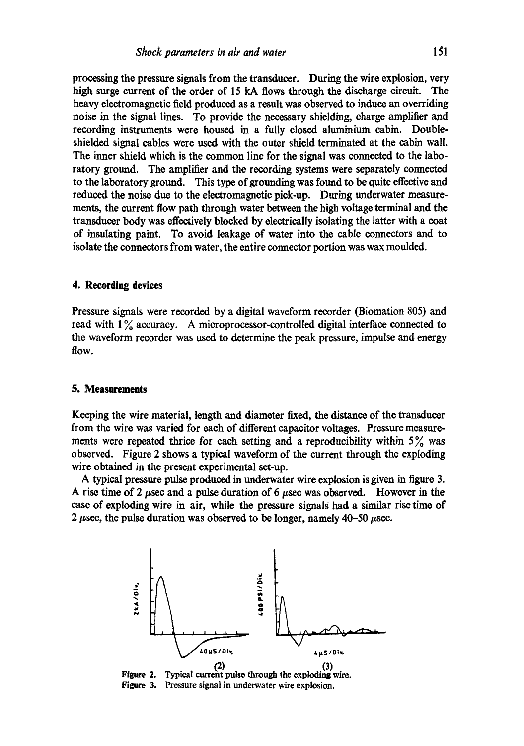processing the pressure signals from the transducer. During the wire explosion, very high surge current of the order of 15 kA flows through the discharge circuit. The heavy electromagnetic field produced as a result was observed to induce an overriding noise in the signal lines. To provide the necessary shielding, charge amplifier and recording instruments were housed in a fully closed aluminium cabin. Double-shielded signal cables were used with the outer shield terminated at the cabin wall. The inner shield which is the common line for the signal was connected to the laboratory ground. The amplifier and the recording systems were separately connected to the laboratory ground. This type of grounding was found to be quite effective and reduced the noise due to the electromagnetic pick-up. During underwater measurements, the current flow path through water between the high voltage terminal and the transducer body was effectively blocked by electrically isolating the latter with a coat of insulating paint. To avoid leakage of water into the cable connectors and to isolate the connectors from water, the entire connector portion was wax moulded.

## 4. Recording devices

Pressure signals were recorded by a digital waveform recorder (Biomation 805) and read with 1% accuracy. A microprocessor-controlled digital interface connected to the waveform recorder was used to determine the peak pressure, impulse and energy flow.

## 5. Measurements

Keeping the wire material, length and diameter fixed, the distance of the transducer from the wire was varied for each of different capacitor voltages. Pressure measurements were repeated thrice for each setting and a reproducibility within 5% was observed. Figure 2 shows a typical waveform of the current through the exploding wire obtained in the present experimental set-up.

A typical pressure pulse produced in underwater wire explosion is given in figure 3. A rise time of 2 $\mu$sec and a pulse duration of 6 $\mu$sec was observed. However in the case of exploding wire in air, while the pressure signals had a similar rise time of 2 $\mu$sec, the pulse duration was observed to be longer, namely 40–50 $\mu$sec.

**Figure 2.** Typical current pulse through the exploding wire.
**Figure 3.** Pressure signal in underwater wire explosion.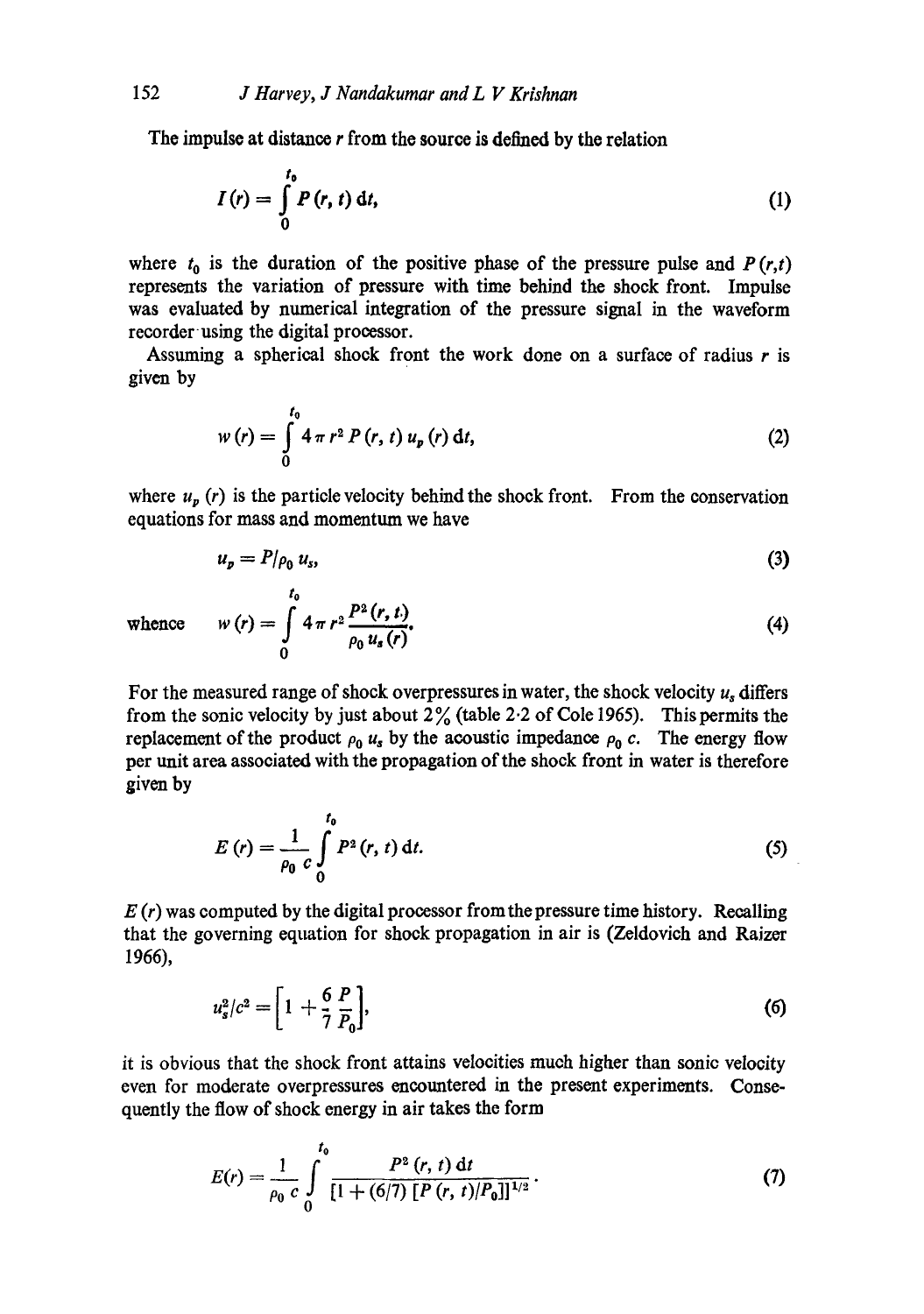The impulse at distance $r$ from the source is defined by the relation

$$I(r) = \int_0^{t_0} P(r, t)\, \mathrm{d}t, \tag{1}$$

where $t_0$ is the duration of the positive phase of the pressure pulse and $P(r,t)$ represents the variation of pressure with time behind the shock front. Impulse was evaluated by numerical integration of the pressure signal in the waveform recorder using the digital processor.

Assuming a spherical shock front the work done on a surface of radius $r$ is given by

$$w(r) = \int_0^{t_0} 4\pi r^2 P(r, t)\, u_p(r)\, \mathrm{d}t, \tag{2}$$

where $u_p(r)$ is the particle velocity behind the shock front. From the conservation equations for mass and momentum we have

$$u_p = P/\rho_0 u_s, \tag{3}$$

whence

$$w(r) = \int_0^{t_0} 4\pi r^2 \frac{P^2(r, t)}{\rho_0 u_s(r)}. \tag{4}$$

For the measured range of shock overpressures in water, the shock velocity $u_s$ differs from the sonic velocity by just about 2% (table 2·2 of Cole 1965). This permits the replacement of the product $\rho_0 u_s$ by the acoustic impedance $\rho_0 c$. The energy flow per unit area associated with the propagation of the shock front in water is therefore given by

$$E(r) = \frac{1}{\rho_0 c} \int_0^{t_0} P^2(r, t)\, \mathrm{d}t. \tag{5}$$

$E(r)$ was computed by the digital processor from the pressure time history. Recalling that the governing equation for shock propagation in air is (Zeldovich and Raizer 1966),

$$u_s^2/c^2 = \left[1 + \frac{6}{7}\frac{P}{P_0}\right], \tag{6}$$

it is obvious that the shock front attains velocities much higher than sonic velocity even for moderate overpressures encountered in the present experiments. Consequently the flow of shock energy in air takes the form

$$E(r) = \frac{1}{\rho_0 c} \int_0^{t_0} \frac{P^2(r, t)\, \mathrm{d}t}{[1 + (6/7)\,[P(r, t)/P_0]]^{1/2}}. \tag{7}$$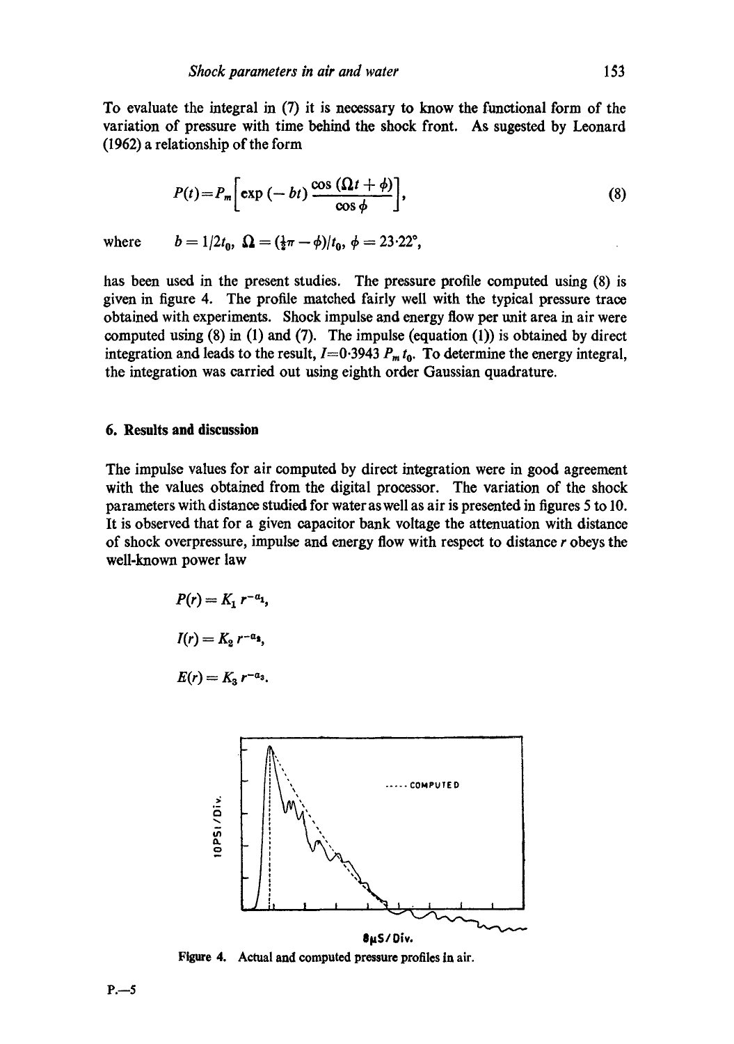To evaluate the integral in (7) it is necessary to know the functional form of the variation of pressure with time behind the shock front. As sugested by Leonard (1962) a relationship of the form

$$P(t) = P_m \left[ \exp(-bt) \frac{\cos(\Omega t + \phi)}{\cos \phi} \right], \tag{8}$$

where $\quad b = 1/2t_0, \; \Omega = (\frac{1}{2}\pi - \phi)/t_0, \; \phi = 23{\cdot}22°,$

has been used in the present studies. The pressure profile computed using (8) is given in figure 4. The profile matched fairly well with the typical pressure trace obtained with experiments. Shock impulse and energy flow per unit area in air were computed using (8) in (1) and (7). The impulse (equation (1)) is obtained by direct integration and leads to the result, $I = 0{\cdot}3943\, P_m t_0$. To determine the energy integral, the integration was carried out using eighth order Gaussian quadrature.

## 6. Results and discussion

The impulse values for air computed by direct integration were in good agreement with the values obtained from the digital processor. The variation of the shock parameters with distance studied for water as well as air is presented in figures 5 to 10. It is observed that for a given capacitor bank voltage the attenuation with distance of shock overpressure, impulse and energy flow with respect to distance $r$ obeys the well-known power law

$$P(r) = K_1\, r^{-\alpha_1},$$

$$I(r) = K_2\, r^{-\alpha_2},$$

$$E(r) = K_3\, r^{-\alpha_3}.$$

Figure 4. Actual and computed pressure profiles in air.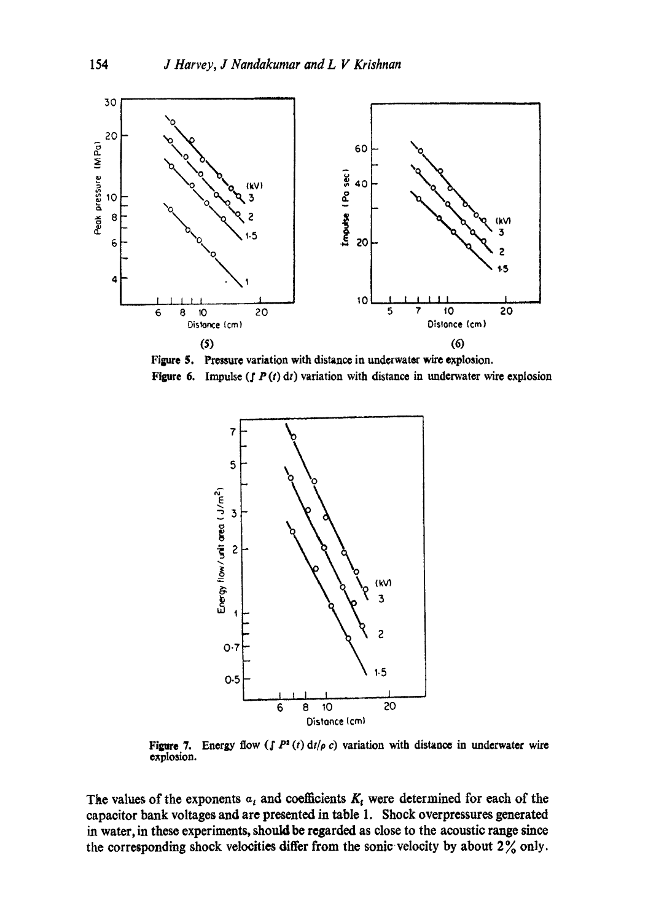(5)

(6)

**Figure 5.** Pressure variation with distance in underwater wire explosion.

**Figure 6.** Impulse ($\int P(t)\,dt$) variation with distance in underwater wire explosion

**Figure 7.** Energy flow ($\int P^2(t)\,dt/\rho c$) variation with distance in underwater wire explosion.

The values of the exponents $a_i$ and coefficients $K_i$ were determined for each of the capacitor bank voltages and are presented in table 1. Shock overpressures generated in water, in these experiments, should be regarded as close to the acoustic range since the corresponding shock velocities differ from the sonic velocity by about 2% only.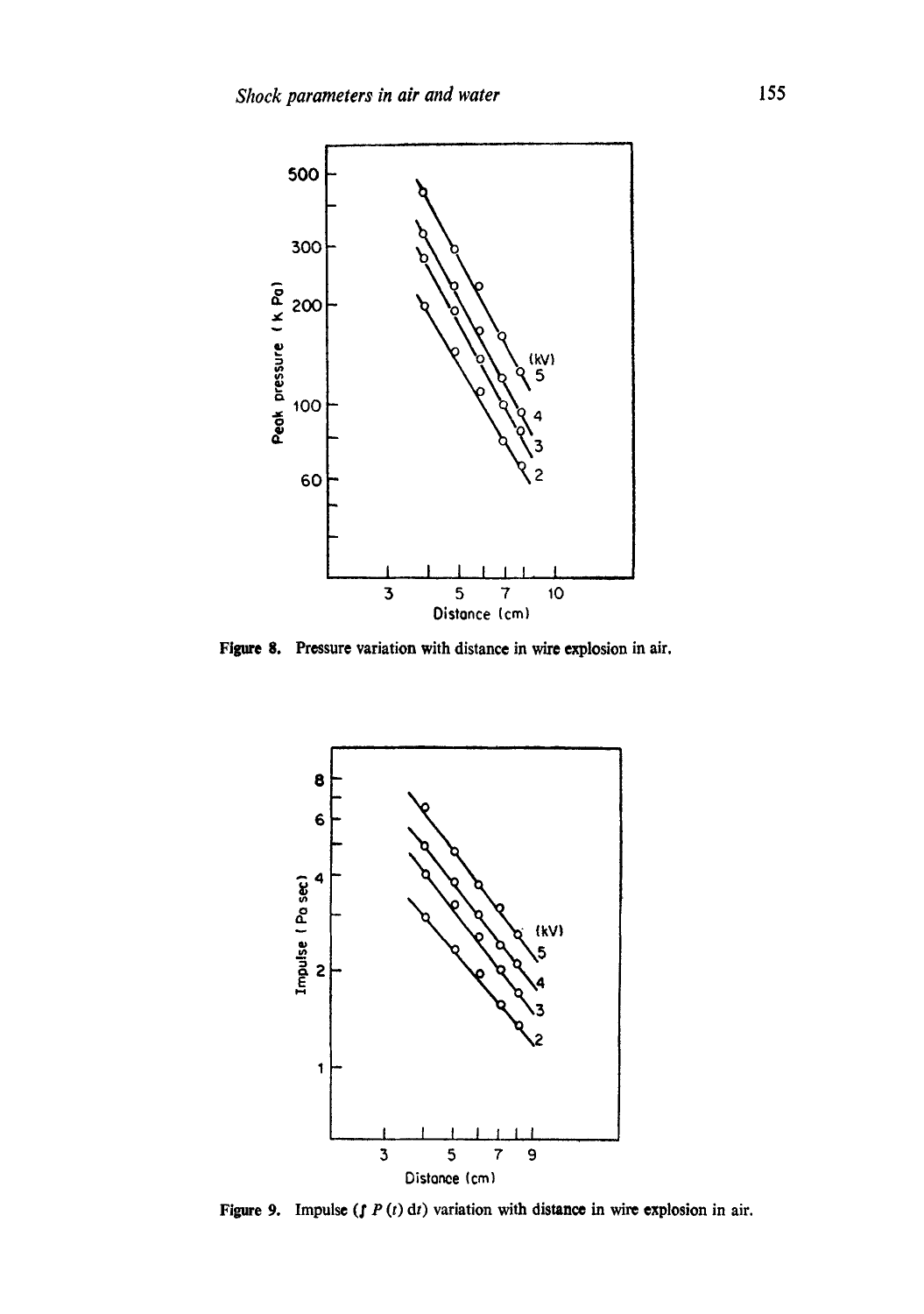Figure 8. Pressure variation with distance in wire explosion in air.

Figure 9. Impulse ($\int P(t)\,dt$) variation with distance in wire explosion in air.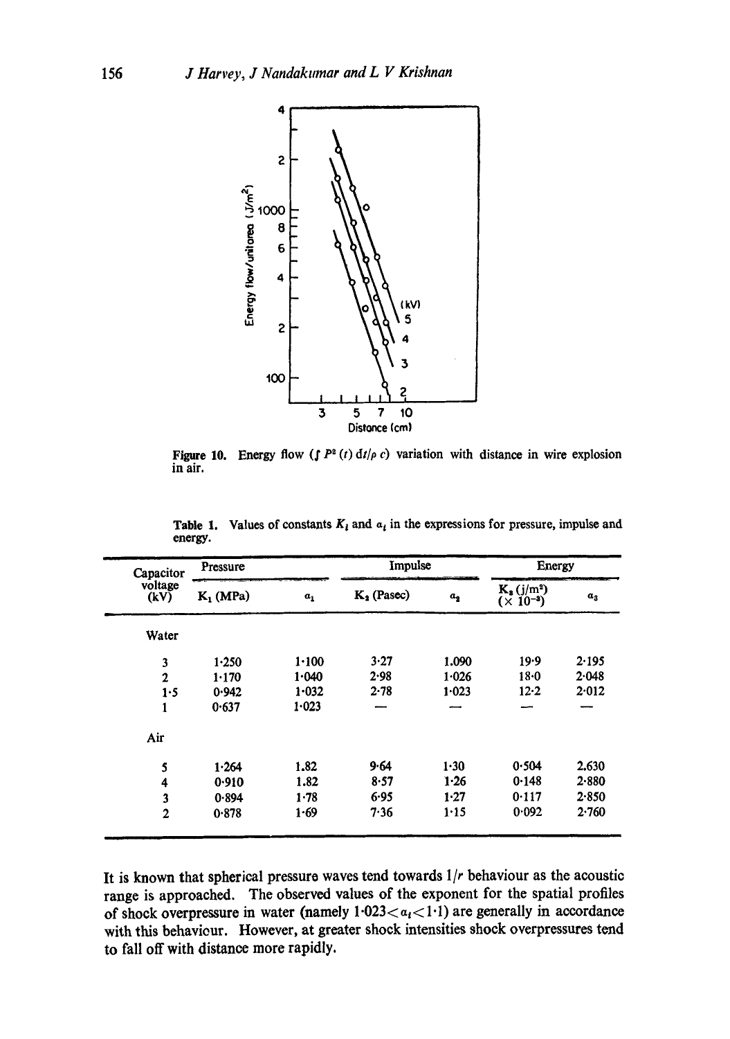Figure 10. Energy flow ($\int P^2(t)\,dt/\rho c$) variation with distance in wire explosion in air.

Table 1. Values of constants $K_i$ and $\alpha_i$ in the expressions for pressure, impulse and energy.

| Capacitor voltage (kV) | Pressure | | Impulse | | Energy | |
|---|---|---|---|---|---|---|
| | $K_1$ (MPa) | $\alpha_1$ | $K_2$ (Pasec) | $\alpha_2$ | $K_3$ (j/m$^2$) ($\times 10^{-3}$) | $\alpha_3$ |
| Water | | | | | | |
| 3 | 1·250 | 1·100 | 3·27 | 1.090 | 19·9 | 2·195 |
| 2 | 1·170 | 1·040 | 2·98 | 1·026 | 18·0 | 2·048 |
| 1·5 | 0·942 | 1·032 | 2·78 | 1·023 | 12·2 | 2·012 |
| 1 | 0·637 | 1·023 | — | — | — | — |
| Air | | | | | | |
| 5 | 1·264 | 1.82 | 9·64 | 1·30 | 0·504 | 2.630 |
| 4 | 0·910 | 1.82 | 8·57 | 1·26 | 0·148 | 2·880 |
| 3 | 0·894 | 1·78 | 6·95 | 1·27 | 0·117 | 2·850 |
| 2 | 0·878 | 1·69 | 7·36 | 1·15 | 0·092 | 2·760 |

It is known that spherical pressure waves tend towards $1/r$ behaviour as the acoustic range is approached. The observed values of the exponent for the spatial profiles of shock overpressure in water (namely $1{\cdot}023 < \alpha_i < 1{\cdot}1$) are generally in accordance with this behaviour. However, at greater shock intensities shock overpressures tend to fall off with distance more rapidly.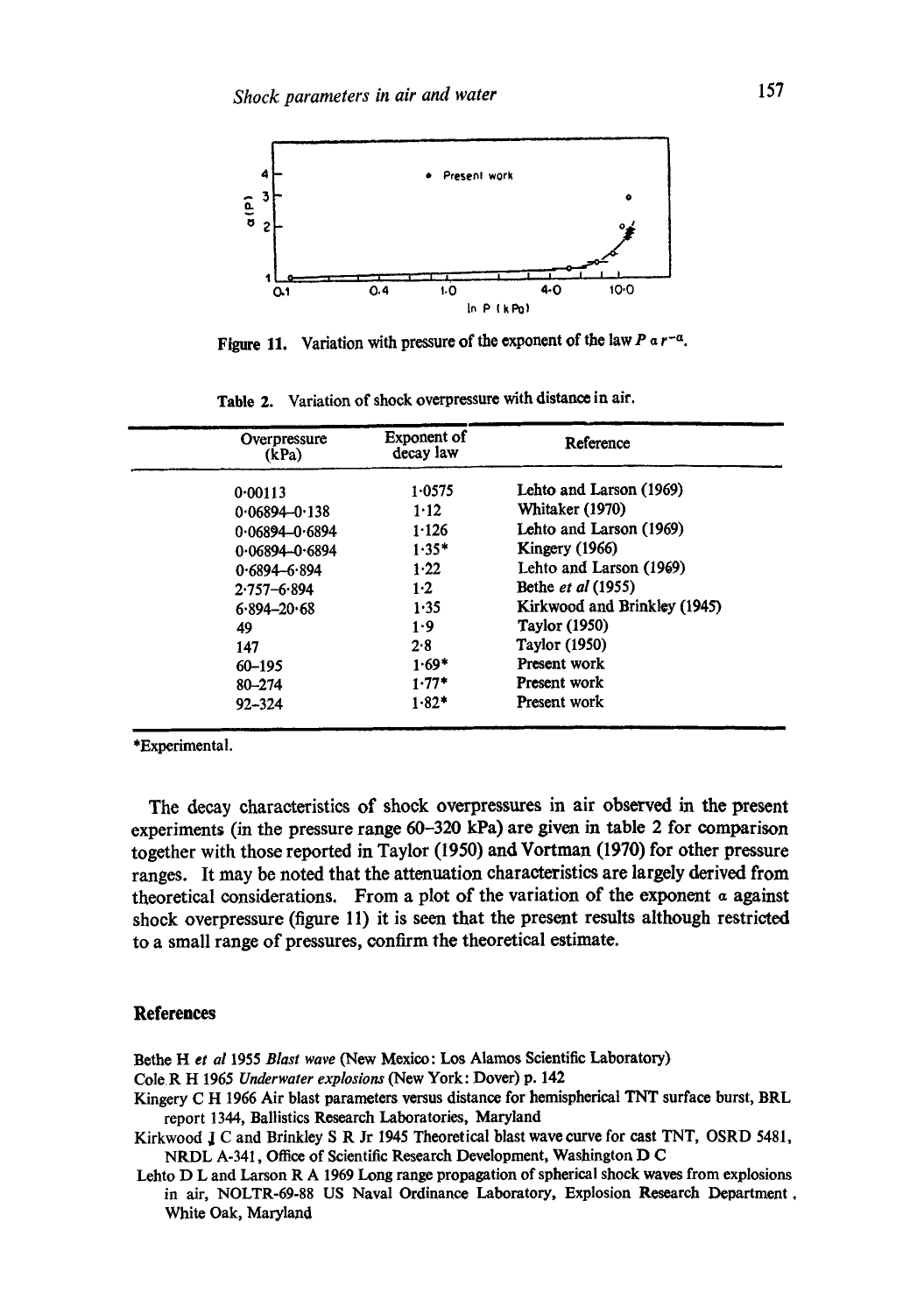Figure 11. Variation with pressure of the exponent of the law $P \propto r^{-\alpha}$.

Table 2. Variation of shock overpressure with distance in air.

| Overpressure (kPa) | Exponent of decay law | Reference |
|---|---|---|
| 0·00113 | 1·0575 | Lehto and Larson (1969) |
| 0·06894–0·138 | 1·12 | Whitaker (1970) |
| 0·06894–0·6894 | 1·126 | Lehto and Larson (1969) |
| 0·06894–0·6894 | 1·35* | Kingery (1966) |
| 0·6894–6·894 | 1·22 | Lehto and Larson (1969) |
| 2·757–6·894 | 1·2 | Bethe *et al* (1955) |
| 6·894–20·68 | 1·35 | Kirkwood and Brinkley (1945) |
| 49 | 1·9 | Taylor (1950) |
| 147 | 2·8 | Taylor (1950) |
| 60–195 | 1·69* | Present work |
| 80–274 | 1·77* | Present work |
| 92–324 | 1·82* | Present work |

*Experimental.

The decay characteristics of shock overpressures in air observed in the present experiments (in the pressure range 60–320 kPa) are given in table 2 for comparison together with those reported in Taylor (1950) and Vortman (1970) for other pressure ranges. It may be noted that the attenuation characteristics are largely derived from theoretical considerations. From a plot of the variation of the exponent $\alpha$ against shock overpressure (figure 11) it is seen that the present results although restricted to a small range of pressures, confirm the theoretical estimate.

## References

Bethe H *et al* 1955 *Blast wave* (New Mexico: Los Alamos Scientific Laboratory)

Cole R H 1965 *Underwater explosions* (New York: Dover) p. 142

Kingery C H 1966 Air blast parameters versus distance for hemispherical TNT surface burst, BRL report 1344, Ballistics Research Laboratories, Maryland

Kirkwood J C and Brinkley S R Jr 1945 Theoretical blast wave curve for cast TNT, OSRD 5481, NRDL A-341, Office of Scientific Research Development, Washington D C

Lehto D L and Larson R A 1969 Long range propagation of spherical shock waves from explosions in air, NOLTR-69-88 US Naval Ordinance Laboratory, Explosion Research Department, White Oak, Maryland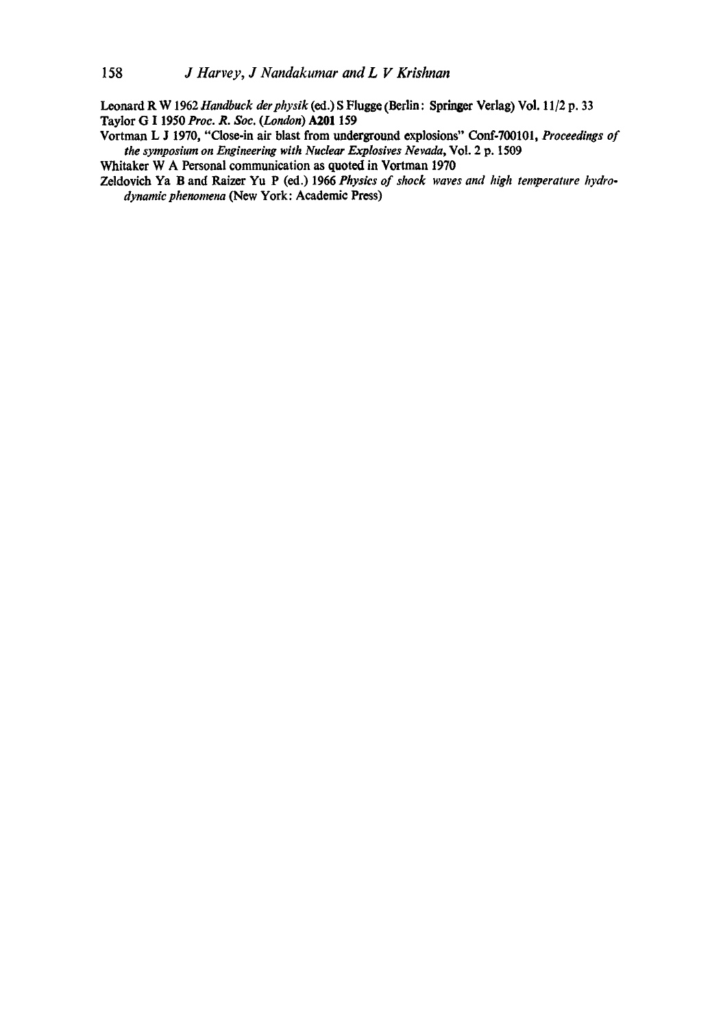Leonard R W 1962 *Handbuck der physik* (ed.) S Flugge (Berlin: Springer Verlag) Vol. 11/2 p. 33

Taylor G I 1950 *Proc. R. Soc. (London)* **A201** 159

Vortman L J 1970, "Close-in air blast from underground explosions" Conf-700101, *Proceedings of the symposium on Engineering with Nuclear Explosives Nevada*, Vol. 2 p. 1509

Whitaker W A Personal communication as quoted in Vortman 1970

Zeldovich Ya B and Raizer Yu P (ed.) 1966 *Physics of shock waves and high temperature hydrodynamic phenomena* (New York: Academic Press)